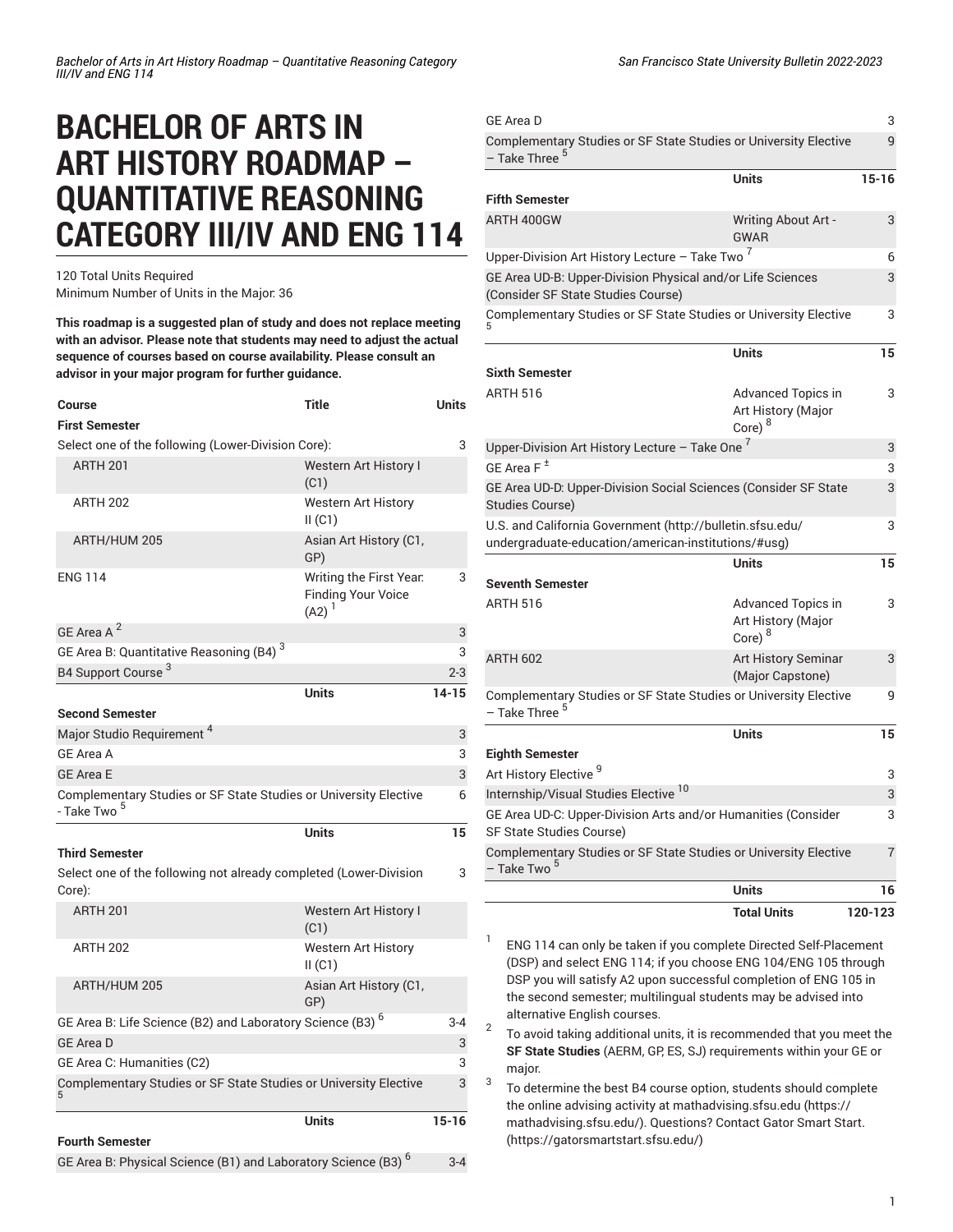# BACHELOR OF ARTS IN ART HISTORY ROADMAP – QUANTITATIVE REASONING CATEGORY III/IV AND ENG 114

120 Total Units Required
Minimum Number of Units in the Major: 36

**This roadmap is a suggested plan of study and does not replace meeting with an advisor. Please note that students may need to adjust the actual sequence of courses based on course availability. Please consult an advisor in your major program for further guidance.**

| Course | Title | Units |
|---|---|---|
| **First Semester** | | |
| Select one of the following (Lower-Division Core): | | 3 |
| ARTH 201 | Western Art History I (C1) | |
| ARTH 202 | Western Art History II (C1) | |
| ARTH/HUM 205 | Asian Art History (C1, GP) | |
| ENG 114 | Writing the First Year: Finding Your Voice (A2) [1] | 3 |
| GE Area A [2] | | 3 |
| GE Area B: Quantitative Reasoning (B4) [3] | | 3 |
| B4 Support Course [3] | | 2-3 |
| | Units | 14-15 |
| **Second Semester** | | |
| Major Studio Requirement [4] | | 3 |
| GE Area A | | 3 |
| GE Area E | | 3 |
| Complementary Studies or SF State Studies or University Elective - Take Two [5] | | 6 |
| | Units | 15 |
| **Third Semester** | | |
| Select one of the following not already completed (Lower-Division Core): | | 3 |
| ARTH 201 | Western Art History I (C1) | |
| ARTH 202 | Western Art History II (C1) | |
| ARTH/HUM 205 | Asian Art History (C1, GP) | |
| GE Area B: Life Science (B2) and Laboratory Science (B3) [6] | | 3-4 |
| GE Area D | | 3 |
| GE Area C: Humanities (C2) | | 3 |
| Complementary Studies or SF State Studies or University Elective [5] | | 3 |
| | Units | 15-16 |
| **Fourth Semester** | | |
| GE Area B: Physical Science (B1) and Laboratory Science (B3) [6] | | 3-4 |
| GE Area D | | 3 |
| Complementary Studies or SF State Studies or University Elective – Take Three [5] | | 9 |
| | Units | 15-16 |
| **Fifth Semester** | | |
| ARTH 400GW | Writing About Art - GWAR | 3 |
| Upper-Division Art History Lecture – Take Two [7] | | 6 |
| GE Area UD-B: Upper-Division Physical and/or Life Sciences (Consider SF State Studies Course) | | 3 |
| Complementary Studies or SF State Studies or University Elective [5] | | 3 |
| | Units | 15 |
| **Sixth Semester** | | |
| ARTH 516 | Advanced Topics in Art History (Major Core) [8] | 3 |
| Upper-Division Art History Lecture – Take One [7] | | 3 |
| GE Area F [±] | | 3 |
| GE Area UD-D: Upper-Division Social Sciences (Consider SF State Studies Course) | | 3 |
| U.S. and California Government (http://bulletin.sfsu.edu/undergraduate-education/american-institutions/#usg) | | 3 |
| | Units | 15 |
| **Seventh Semester** | | |
| ARTH 516 | Advanced Topics in Art History (Major Core) [8] | 3 |
| ARTH 602 | Art History Seminar (Major Capstone) | 3 |
| Complementary Studies or SF State Studies or University Elective – Take Three [5] | | 9 |
| | Units | 15 |
| **Eighth Semester** | | |
| Art History Elective [9] | | 3 |
| Internship/Visual Studies Elective [10] | | 3 |
| GE Area UD-C: Upper-Division Arts and/or Humanities (Consider SF State Studies Course) | | 3 |
| Complementary Studies or SF State Studies or University Elective – Take Two [5] | | 7 |
| | Units | 16 |
| | Total Units | 120-123 |

1. ENG 114 can only be taken if you complete Directed Self-Placement (DSP) and select ENG 114; if you choose ENG 104/ENG 105 through DSP you will satisfy A2 upon successful completion of ENG 105 in the second semester; multilingual students may be advised into alternative English courses.
2. To avoid taking additional units, it is recommended that you meet the **SF State Studies** (AERM, GP, ES, SJ) requirements within your GE or major.
3. To determine the best B4 course option, students should complete the online advising activity at mathadvising.sfsu.edu (https://mathadvising.sfsu.edu/). Questions? Contact Gator Smart Start. (https://gatorsmartstart.sfsu.edu/)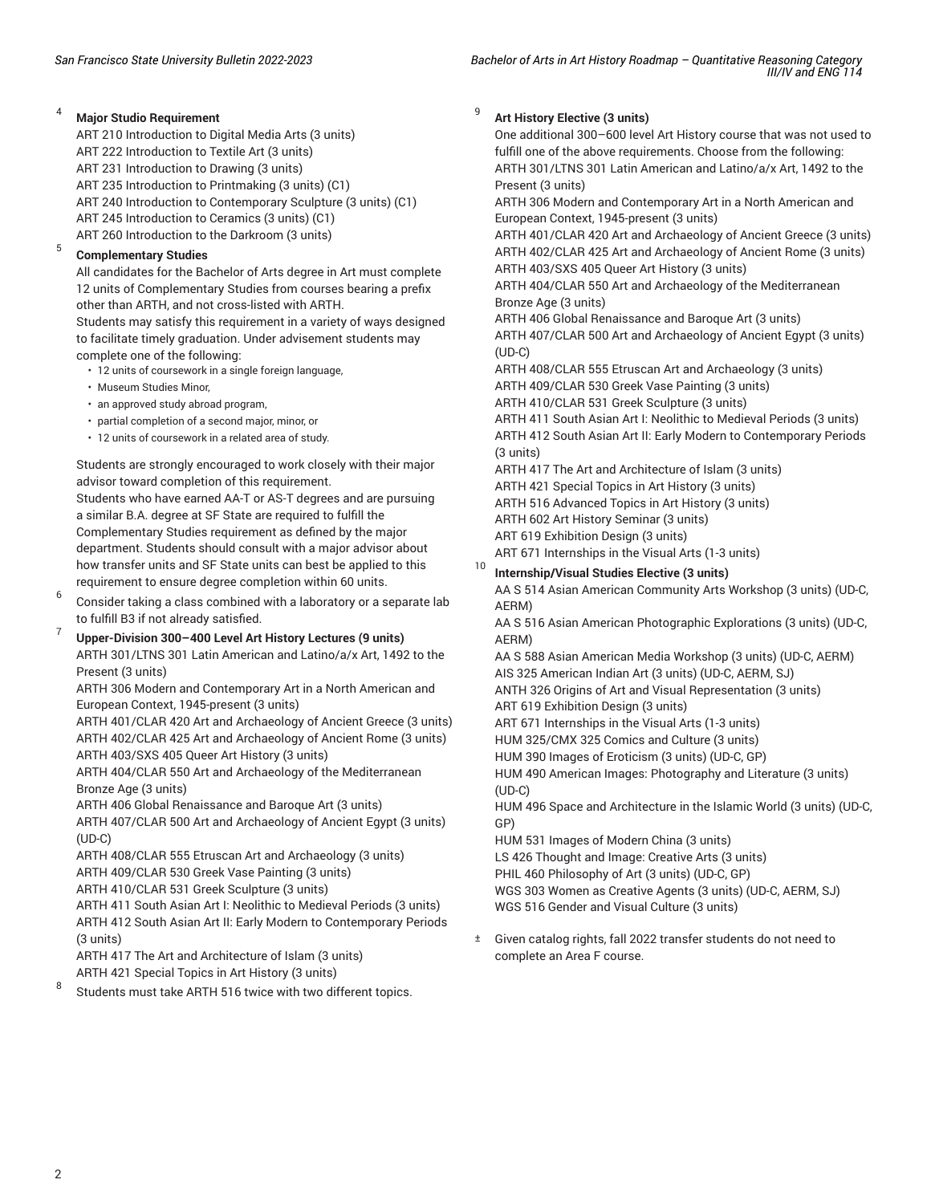[4] **Major Studio Requirement**

ART 210 Introduction to Digital Media Arts (3 units)
ART 222 Introduction to Textile Art (3 units)
ART 231 Introduction to Drawing (3 units)
ART 235 Introduction to Printmaking (3 units) (C1)
ART 240 Introduction to Contemporary Sculpture (3 units) (C1)
ART 245 Introduction to Ceramics (3 units) (C1)
ART 260 Introduction to the Darkroom (3 units)

[5] **Complementary Studies**

All candidates for the Bachelor of Arts degree in Art must complete 12 units of Complementary Studies from courses bearing a prefix other than ARTH, and not cross-listed with ARTH.
Students may satisfy this requirement in a variety of ways designed to facilitate timely graduation. Under advisement students may complete one of the following:

- 12 units of coursework in a single foreign language,
- Museum Studies Minor,
- an approved study abroad program,
- partial completion of a second major, minor, or
- 12 units of coursework in a related area of study.

Students are strongly encouraged to work closely with their major advisor toward completion of this requirement.
Students who have earned AA-T or AS-T degrees and are pursuing a similar B.A. degree at SF State are required to fulfill the Complementary Studies requirement as defined by the major department. Students should consult with a major advisor about how transfer units and SF State units can best be applied to this requirement to ensure degree completion within 60 units.

[6] Consider taking a class combined with a laboratory or a separate lab to fulfill B3 if not already satisfied.

[7] **Upper-Division 300–400 Level Art History Lectures (9 units)**

ARTH 301/LTNS 301 Latin American and Latino/a/x Art, 1492 to the Present (3 units)
ARTH 306 Modern and Contemporary Art in a North American and European Context, 1945-present (3 units)
ARTH 401/CLAR 420 Art and Archaeology of Ancient Greece (3 units)
ARTH 402/CLAR 425 Art and Archaeology of Ancient Rome (3 units)
ARTH 403/SXS 405 Queer Art History (3 units)
ARTH 404/CLAR 550 Art and Archaeology of the Mediterranean Bronze Age (3 units)
ARTH 406 Global Renaissance and Baroque Art (3 units)
ARTH 407/CLAR 500 Art and Archaeology of Ancient Egypt (3 units) (UD-C)
ARTH 408/CLAR 555 Etruscan Art and Archaeology (3 units)
ARTH 409/CLAR 530 Greek Vase Painting (3 units)
ARTH 410/CLAR 531 Greek Sculpture (3 units)
ARTH 411 South Asian Art I: Neolithic to Medieval Periods (3 units)
ARTH 412 South Asian Art II: Early Modern to Contemporary Periods (3 units)
ARTH 417 The Art and Architecture of Islam (3 units)
ARTH 421 Special Topics in Art History (3 units)

[8] Students must take ARTH 516 twice with two different topics.

[9] **Art History Elective (3 units)**

One additional 300–600 level Art History course that was not used to fulfill one of the above requirements. Choose from the following:
ARTH 301/LTNS 301 Latin American and Latino/a/x Art, 1492 to the Present (3 units)
ARTH 306 Modern and Contemporary Art in a North American and European Context, 1945-present (3 units)
ARTH 401/CLAR 420 Art and Archaeology of Ancient Greece (3 units)
ARTH 402/CLAR 425 Art and Archaeology of Ancient Rome (3 units)
ARTH 403/SXS 405 Queer Art History (3 units)
ARTH 404/CLAR 550 Art and Archaeology of the Mediterranean Bronze Age (3 units)
ARTH 406 Global Renaissance and Baroque Art (3 units)
ARTH 407/CLAR 500 Art and Archaeology of Ancient Egypt (3 units) (UD-C)
ARTH 408/CLAR 555 Etruscan Art and Archaeology (3 units)
ARTH 409/CLAR 530 Greek Vase Painting (3 units)
ARTH 410/CLAR 531 Greek Sculpture (3 units)
ARTH 411 South Asian Art I: Neolithic to Medieval Periods (3 units)
ARTH 412 South Asian Art II: Early Modern to Contemporary Periods (3 units)
ARTH 417 The Art and Architecture of Islam (3 units)
ARTH 421 Special Topics in Art History (3 units)
ARTH 516 Advanced Topics in Art History (3 units)
ARTH 602 Art History Seminar (3 units)
ART 619 Exhibition Design (3 units)
ART 671 Internships in the Visual Arts (1-3 units)

[10] **Internship/Visual Studies Elective (3 units)**

AA S 514 Asian American Community Arts Workshop (3 units) (UD-C, AERM)
AA S 516 Asian American Photographic Explorations (3 units) (UD-C, AERM)
AA S 588 Asian American Media Workshop (3 units) (UD-C, AERM)
AIS 325 American Indian Art (3 units) (UD-C, AERM, SJ)
ANTH 326 Origins of Art and Visual Representation (3 units)
ART 619 Exhibition Design (3 units)
ART 671 Internships in the Visual Arts (1-3 units)
HUM 325/CMX 325 Comics and Culture (3 units)
HUM 390 Images of Eroticism (3 units) (UD-C, GP)
HUM 490 American Images: Photography and Literature (3 units) (UD-C)
HUM 496 Space and Architecture in the Islamic World (3 units) (UD-C, GP)
HUM 531 Images of Modern China (3 units)
LS 426 Thought and Image: Creative Arts (3 units)
PHIL 460 Philosophy of Art (3 units) (UD-C, GP)
WGS 303 Women as Creative Agents (3 units) (UD-C, AERM, SJ)
WGS 516 Gender and Visual Culture (3 units)

± Given catalog rights, fall 2022 transfer students do not need to complete an Area F course.